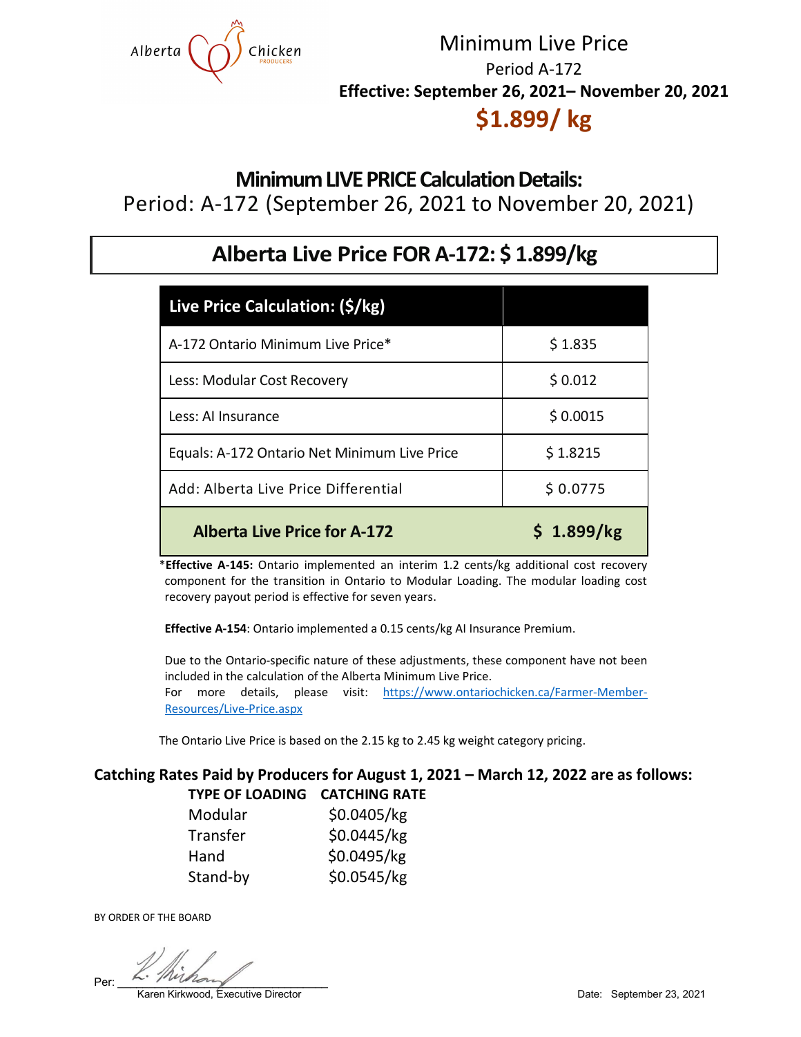Alberta Chicken PRODUCERS

# Minimum Live Price

Period A-172

**Effective: September 26, 2021– November 20, 2021**

## $1.899/ kg

## Minimum LIVE PRICE Calculation Details:

Period: A-172 (September 26, 2021 to November 20, 2021)

## Alberta Live Price FOR A-172: $ 1.899/kg

| Live Price Calculation: ($/kg) | |
|---|---|
| A-172 Ontario Minimum Live Price* | $ 1.835 |
| Less: Modular Cost Recovery | $ 0.012 |
| Less: AI Insurance | $ 0.0015 |
| Equals: A-172 Ontario Net Minimum Live Price | $ 1.8215 |
| Add: Alberta Live Price Differential | $ 0.0775 |
| **Alberta Live Price for A-172** | **$ 1.899/kg** |

\***Effective A-145:** Ontario implemented an interim 1.2 cents/kg additional cost recovery component for the transition in Ontario to Modular Loading. The modular loading cost recovery payout period is effective for seven years.

**Effective A-154**: Ontario implemented a 0.15 cents/kg AI Insurance Premium.

Due to the Ontario-specific nature of these adjustments, these component have not been included in the calculation of the Alberta Minimum Live Price.
For more details, please visit: https://www.ontariochicken.ca/Farmer-Member-Resources/Live-Price.aspx

The Ontario Live Price is based on the 2.15 kg to 2.45 kg weight category pricing.

### Catching Rates Paid by Producers for August 1, 2021 – March 12, 2022 are as follows:

| TYPE OF LOADING | CATCHING RATE |
|---|---|
| Modular | $0.0405/kg |
| Transfer | $0.0445/kg |
| Hand | $0.0495/kg |
| Stand-by | $0.0545/kg |

BY ORDER OF THE BOARD

Per: ____________________
Karen Kirkwood, Executive Director

Date: September 23, 2021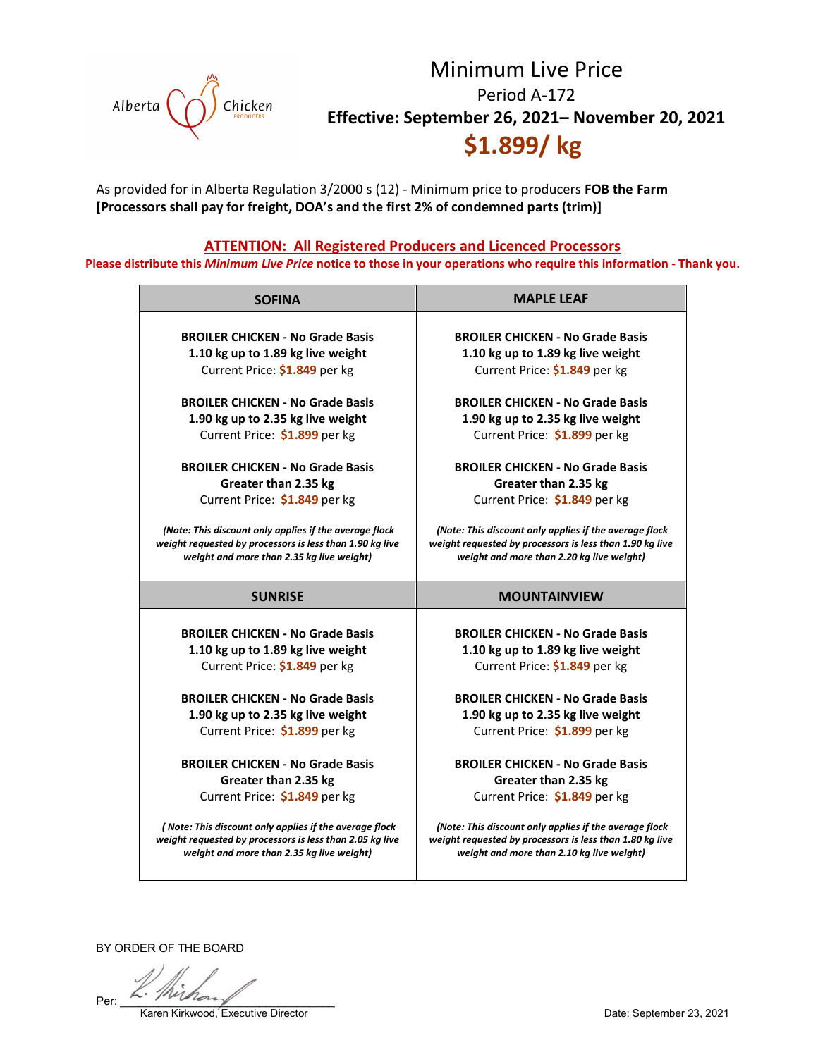Alberta Chicken Producers

# Minimum Live Price

## Period A-172

**Effective: September 26, 2021– November 20, 2021**

## $1.899/ kg

As provided for in Alberta Regulation 3/2000 s (12) - Minimum price to producers **FOB the Farm**
**[Processors shall pay for freight, DOA's and the first 2% of condemned parts (trim)]**

**ATTENTION: All Registered Producers and Licenced Processors**

**Please distribute this *Minimum Live Price* notice to those in your operations who require this information - Thank you.**

| SOFINA | MAPLE LEAF |
|---|---|
| **BROILER CHICKEN - No Grade Basis**<br>**1.10 kg up to 1.89 kg live weight**<br>Current Price: **$1.849** per kg | **BROILER CHICKEN - No Grade Basis**<br>**1.10 kg up to 1.89 kg live weight**<br>Current Price: **$1.849** per kg |
| **BROILER CHICKEN - No Grade Basis**<br>**1.90 kg up to 2.35 kg live weight**<br>Current Price: **$1.899** per kg | **BROILER CHICKEN - No Grade Basis**<br>**1.90 kg up to 2.35 kg live weight**<br>Current Price: **$1.899** per kg |
| **BROILER CHICKEN - No Grade Basis**<br>**Greater than 2.35 kg**<br>Current Price: **$1.849** per kg | **BROILER CHICKEN - No Grade Basis**<br>**Greater than 2.35 kg**<br>Current Price: **$1.849** per kg |
| ***(Note: This discount only applies if the average flock weight requested by processors is less than 1.90 kg live weight and more than 2.35 kg live weight)*** | ***(Note: This discount only applies if the average flock weight requested by processors is less than 1.90 kg live weight and more than 2.20 kg live weight)*** |
| **SUNRISE** | **MOUNTAINVIEW** |
| **BROILER CHICKEN - No Grade Basis**<br>**1.10 kg up to 1.89 kg live weight**<br>Current Price: **$1.849** per kg | **BROILER CHICKEN - No Grade Basis**<br>**1.10 kg up to 1.89 kg live weight**<br>Current Price: **$1.849** per kg |
| **BROILER CHICKEN - No Grade Basis**<br>**1.90 kg up to 2.35 kg live weight**<br>Current Price: **$1.899** per kg | **BROILER CHICKEN - No Grade Basis**<br>**1.90 kg up to 2.35 kg live weight**<br>Current Price: **$1.899** per kg |
| **BROILER CHICKEN - No Grade Basis**<br>**Greater than 2.35 kg**<br>Current Price: **$1.849** per kg | **BROILER CHICKEN - No Grade Basis**<br>**Greater than 2.35 kg**<br>Current Price: **$1.849** per kg |
| ***( Note: This discount only applies if the average flock weight requested by processors is less than 2.05 kg live weight and more than 2.35 kg live weight)*** | ***(Note: This discount only applies if the average flock weight requested by processors is less than 1.80 kg live weight and more than 2.10 kg live weight)*** |

BY ORDER OF THE BOARD

Per: K. Kirkwood

Karen Kirkwood, Executive Director

Date: September 23, 2021